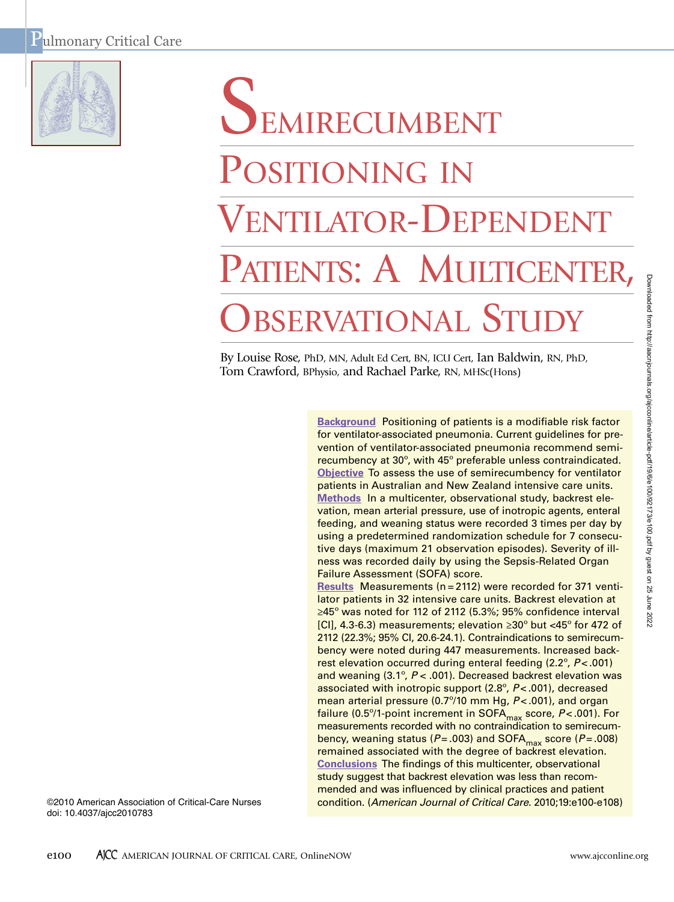# Semirecumbent Positioning in Ventilator-Dependent Patients: A Multicenter, Observational Study

By Louise Rose, PhD, MN, Adult Ed Cert, BN, ICU Cert, Ian Baldwin, RN, PhD, Tom Crawford, BPhysio, and Rachael Parke, RN, MHSc(Hons)

**Background** Positioning of patients is a modifiable risk factor for ventilator-associated pneumonia. Current guidelines for prevention of ventilator-associated pneumonia recommend semirecumbency at 30°, with 45° preferable unless contraindicated.

**Objective** To assess the use of semirecumbency for ventilator patients in Australian and New Zealand intensive care units.

**Methods** In a multicenter, observational study, backrest elevation, mean arterial pressure, use of inotropic agents, enteral feeding, and weaning status were recorded 3 times per day by using a predetermined randomization schedule for 7 consecutive days (maximum 21 observation episodes). Severity of illness was recorded daily by using the Sepsis-Related Organ Failure Assessment (SOFA) score.

**Results** Measurements (n = 2112) were recorded for 371 ventilator patients in 32 intensive care units. Backrest elevation at ≥45° was noted for 112 of 2112 (5.3%; 95% confidence interval [CI], 4.3-6.3) measurements; elevation ≥30° but <45° for 472 of 2112 (22.3%; 95% CI, 20.6-24.1). Contraindications to semirecumbency were noted during 447 measurements. Increased backrest elevation occurred during enteral feeding (2.2°, $P < .001$) and weaning (3.1°, $P < .001$). Decreased backrest elevation was associated with inotropic support (2.8°, $P < .001$), decreased mean arterial pressure (0.7°/10 mm Hg, $P < .001$), and organ failure (0.5°/1-point increment in $SOFA_{max}$ score, $P < .001$). For measurements recorded with no contraindication to semirecumbency, weaning status ($P = .003$) and $SOFA_{max}$ score ($P = .008$) remained associated with the degree of backrest elevation.

**Conclusions** The findings of this multicenter, observational study suggest that backrest elevation was less than recommended and was influenced by clinical practices and patient condition. (*American Journal of Critical Care.* 2010;19:e100-e108)

©2010 American Association of Critical-Care Nurses
doi: 10.4037/ajcc2010783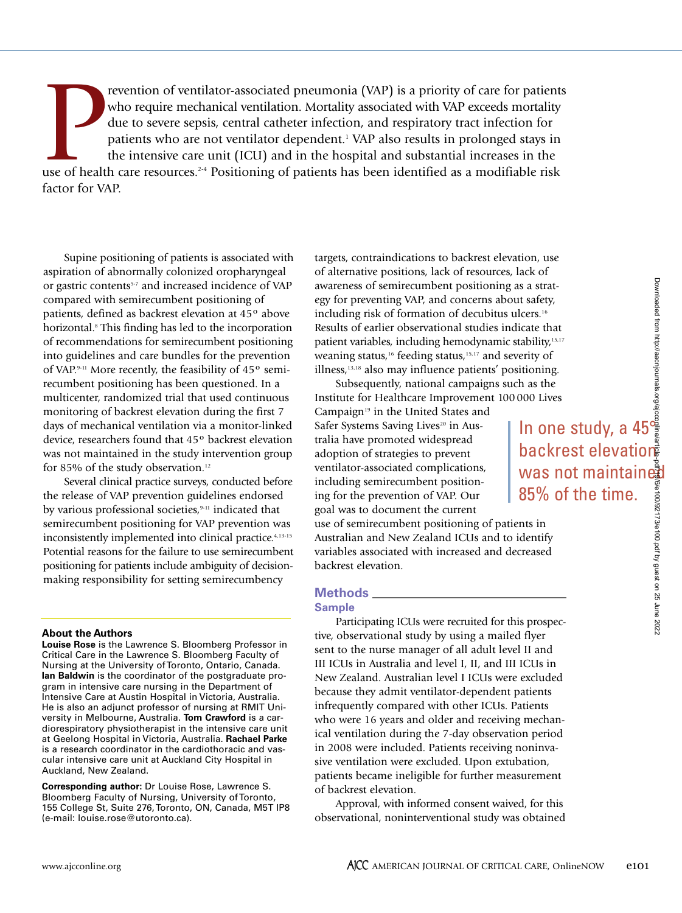Prevention of ventilator-associated pneumonia (VAP) is a priority of care for patients who require mechanical ventilation. Mortality associated with VAP exceeds mortality due to severe sepsis, central catheter infection, and respiratory tract infection for patients who are not ventilator dependent.[1] VAP also results in prolonged stays in the intensive care unit (ICU) and in the hospital and substantial increases in the use of health care resources.[2-4] Positioning of patients has been identified as a modifiable risk factor for VAP.

Supine positioning of patients is associated with aspiration of abnormally colonized oropharyngeal or gastric contents[5-7] and increased incidence of VAP compared with semirecumbent positioning of patients, defined as backrest elevation at 45° above horizontal.[8] This finding has led to the incorporation of recommendations for semirecumbent positioning into guidelines and care bundles for the prevention of VAP.[9-11] More recently, the feasibility of 45° semirecumbent positioning has been questioned. In a multicenter, randomized trial that used continuous monitoring of backrest elevation during the first 7 days of mechanical ventilation via a monitor-linked device, researchers found that 45° backrest elevation was not maintained in the study intervention group for 85% of the study observation.[12]

Several clinical practice surveys, conducted before the release of VAP prevention guidelines endorsed by various professional societies,[9-11] indicated that semirecumbent positioning for VAP prevention was inconsistently implemented into clinical practice.[4,13-15] Potential reasons for the failure to use semirecumbent positioning for patients include ambiguity of decision-making responsibility for setting semirecumbency targets, contraindications to backrest elevation, use of alternative positions, lack of resources, lack of awareness of semirecumbent positioning as a strategy for preventing VAP, and concerns about safety, including risk of formation of decubitus ulcers.[16] Results of earlier observational studies indicate that patient variables, including hemodynamic stability,[15,17] weaning status,[16] feeding status,[15,17] and severity of illness,[13,18] also may influence patients' positioning.

Subsequently, national campaigns such as the Institute for Healthcare Improvement 100 000 Lives Campaign[19] in the United States and Safer Systems Saving Lives[20] in Australia have promoted widespread adoption of strategies to prevent ventilator-associated complications, including semirecumbent positioning for the prevention of VAP. Our goal was to document the current use of semirecumbent positioning of patients in Australian and New Zealand ICUs and to identify variables associated with increased and decreased backrest elevation.

> In one study, a 45° backrest elevation was not maintained 85% of the time.

## Methods

### Sample

Participating ICUs were recruited for this prospective, observational study by using a mailed flyer sent to the nurse manager of all adult level II and III ICUs in Australia and level I, II, and III ICUs in New Zealand. Australian level I ICUs were excluded because they admit ventilator-dependent patients infrequently compared with other ICUs. Patients who were 16 years and older and receiving mechanical ventilation during the 7-day observation period in 2008 were included. Patients receiving noninvasive ventilation were excluded. Upon extubation, patients became ineligible for further measurement of backrest elevation.

Approval, with informed consent waived, for this observational, noninterventional study was obtained

**About the Authors**

**Louise Rose** is the Lawrence S. Bloomberg Professor in Critical Care in the Lawrence S. Bloomberg Faculty of Nursing at the University of Toronto, Ontario, Canada. **Ian Baldwin** is the coordinator of the postgraduate program in intensive care nursing in the Department of Intensive Care at Austin Hospital in Victoria, Australia. He is also an adjunct professor of nursing at RMIT University in Melbourne, Australia. **Tom Crawford** is a cardiorespiratory physiotherapist in the intensive care unit at Geelong Hospital in Victoria, Australia. **Rachael Parke** is a research coordinator in the cardiothoracic and vascular intensive care unit at Auckland City Hospital in Auckland, New Zealand.

**Corresponding author:** Dr Louise Rose, Lawrence S. Bloomberg Faculty of Nursing, University of Toronto, 155 College St, Suite 276, Toronto, ON, Canada, M5T IP8 (e-mail: louise.rose@utoronto.ca).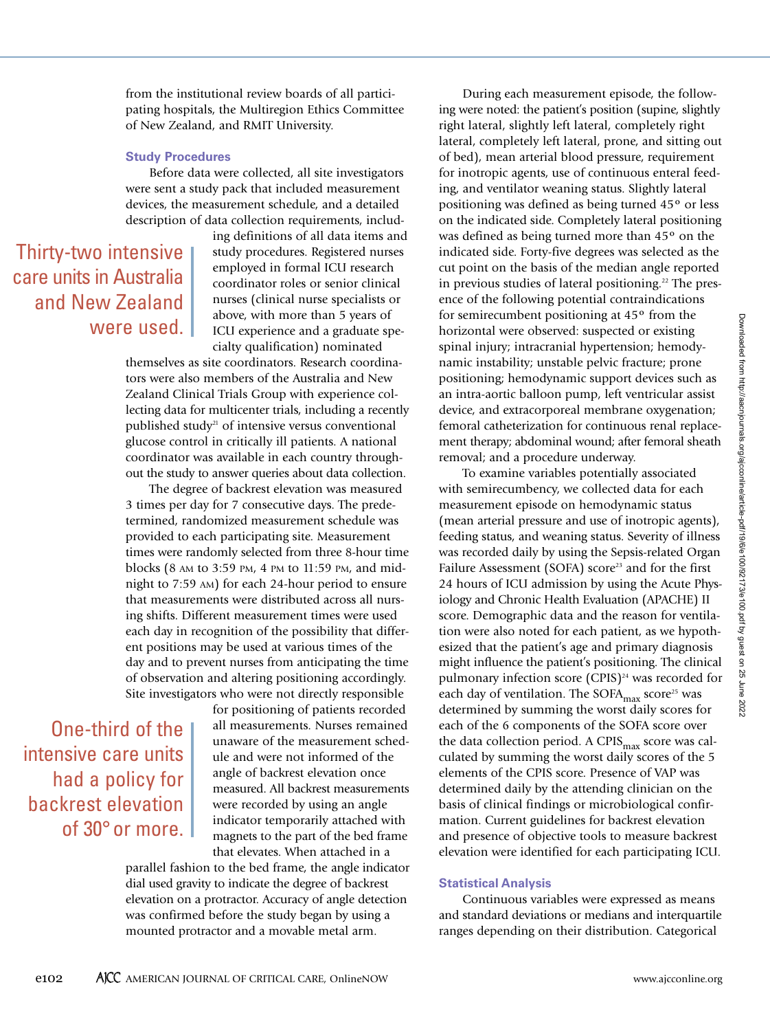from the institutional review boards of all participating hospitals, the Multiregion Ethics Committee of New Zealand, and RMIT University.

### Study Procedures

Before data were collected, all site investigators were sent a study pack that included measurement devices, the measurement schedule, and a detailed description of data collection requirements, including definitions of all data items and study procedures. Registered nurses employed in formal ICU research coordinator roles or senior clinical nurses (clinical nurse specialists or above, with more than 5 years of ICU experience and a graduate specialty qualification) nominated themselves as site coordinators. Research coordinators were also members of the Australia and New Zealand Clinical Trials Group with experience collecting data for multicenter trials, including a recently published study[21] of intensive versus conventional glucose control in critically ill patients. A national coordinator was available in each country throughout the study to answer queries about data collection.

> Thirty-two intensive care units in Australia and New Zealand were used.

The degree of backrest elevation was measured 3 times per day for 7 consecutive days. The predetermined, randomized measurement schedule was provided to each participating site. Measurement times were randomly selected from three 8-hour time blocks (8 AM to 3:59 PM, 4 PM to 11:59 PM, and midnight to 7:59 AM) for each 24-hour period to ensure that measurements were distributed across all nursing shifts. Different measurement times were used each day in recognition of the possibility that different positions may be used at various times of the day and to prevent nurses from anticipating the time of observation and altering positioning accordingly. Site investigators who were not directly responsible for positioning of patients recorded all measurements. Nurses remained unaware of the measurement schedule and were not informed of the angle of backrest elevation once measured. All backrest measurements were recorded by using an angle indicator temporarily attached with magnets to the part of the bed frame that elevates. When attached in a parallel fashion to the bed frame, the angle indicator dial used gravity to indicate the degree of backrest elevation on a protractor. Accuracy of angle detection was confirmed before the study began by using a mounted protractor and a movable metal arm.

> One-third of the intensive care units had a policy for backrest elevation of 30° or more.

During each measurement episode, the following were noted: the patient's position (supine, slightly right lateral, slightly left lateral, completely right lateral, completely left lateral, prone, and sitting out of bed), mean arterial blood pressure, requirement for inotropic agents, use of continuous enteral feeding, and ventilator weaning status. Slightly lateral positioning was defined as being turned 45° or less on the indicated side. Completely lateral positioning was defined as being turned more than 45° on the indicated side. Forty-five degrees was selected as the cut point on the basis of the median angle reported in previous studies of lateral positioning.[22] The presence of the following potential contraindications for semirecumbent positioning at 45° from the horizontal were observed: suspected or existing spinal injury; intracranial hypertension; hemodynamic instability; unstable pelvic fracture; prone positioning; hemodynamic support devices such as an intra-aortic balloon pump, left ventricular assist device, and extracorporeal membrane oxygenation; femoral catheterization for continuous renal replacement therapy; abdominal wound; after femoral sheath removal; and a procedure underway.

To examine variables potentially associated with semirecumbency, we collected data for each measurement episode on hemodynamic status (mean arterial pressure and use of inotropic agents), feeding status, and weaning status. Severity of illness was recorded daily by using the Sepsis-related Organ Failure Assessment (SOFA) score[23] and for the first 24 hours of ICU admission by using the Acute Physiology and Chronic Health Evaluation (APACHE) II score. Demographic data and the reason for ventilation were also noted for each patient, as we hypothesized that the patient's age and primary diagnosis might influence the patient's positioning. The clinical pulmonary infection score (CPIS)[24] was recorded for each day of ventilation. The $SOFA_{max}$ score[25] was determined by summing the worst daily scores for each of the 6 components of the SOFA score over the data collection period. A $CPIS_{max}$ score was calculated by summing the worst daily scores of the 5 elements of the CPIS score. Presence of VAP was determined daily by the attending clinician on the basis of clinical findings or microbiological confirmation. Current guidelines for backrest elevation and presence of objective tools to measure backrest elevation were identified for each participating ICU.

### Statistical Analysis

Continuous variables were expressed as means and standard deviations or medians and interquartile ranges depending on their distribution. Categorical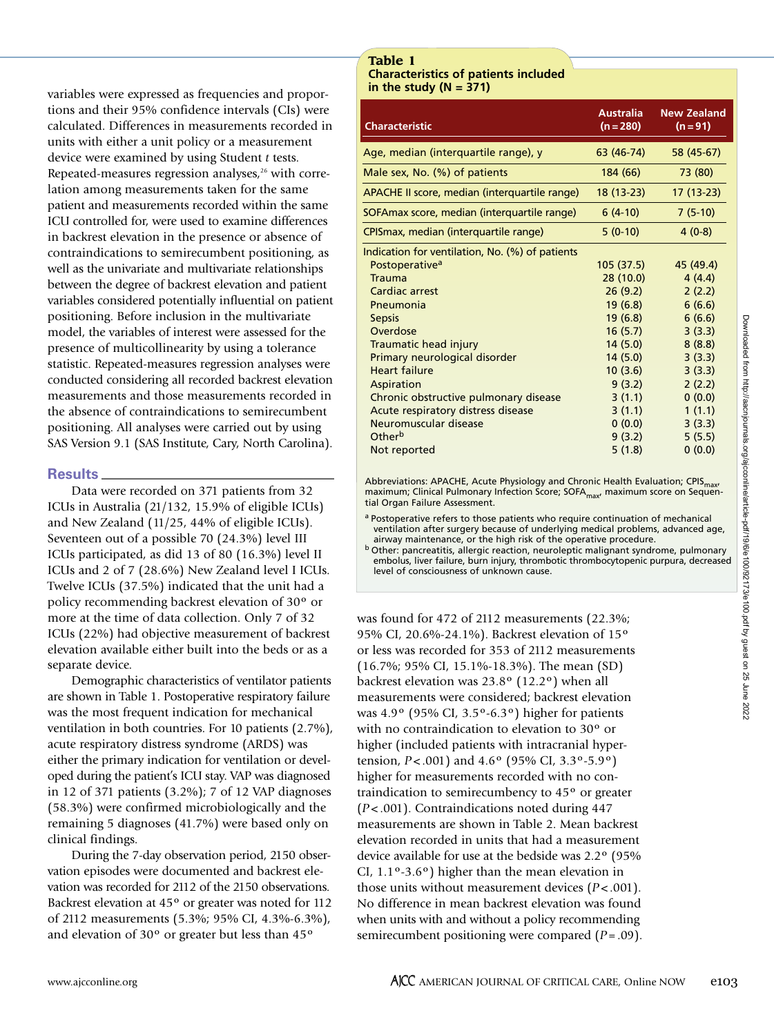variables were expressed as frequencies and proportions and their 95% confidence intervals (CIs) were calculated. Differences in measurements recorded in units with either a unit policy or a measurement device were examined by using Student *t* tests. Repeated-measures regression analyses,[26] with correlation among measurements taken for the same patient and measurements recorded within the same ICU controlled for, were used to examine differences in backrest elevation in the presence or absence of contraindications to semirecumbent positioning, as well as the univariate and multivariate relationships between the degree of backrest elevation and patient variables considered potentially influential on patient positioning. Before inclusion in the multivariate model, the variables of interest were assessed for the presence of multicollinearity by using a tolerance statistic. Repeated-measures regression analyses were conducted considering all recorded backrest elevation measurements and those measurements recorded in the absence of contraindications to semirecumbent positioning. All analyses were carried out by using SAS Version 9.1 (SAS Institute, Cary, North Carolina).

## Results

Data were recorded on 371 patients from 32 ICUs in Australia (21/132, 15.9% of eligible ICUs) and New Zealand (11/25, 44% of eligible ICUs). Seventeen out of a possible 70 (24.3%) level III ICUs participated, as did 13 of 80 (16.3%) level II ICUs and 2 of 7 (28.6%) New Zealand level I ICUs. Twelve ICUs (37.5%) indicated that the unit had a policy recommending backrest elevation of 30° or more at the time of data collection. Only 7 of 32 ICUs (22%) had objective measurement of backrest elevation available either built into the beds or as a separate device.

Demographic characteristics of ventilator patients are shown in Table 1. Postoperative respiratory failure was the most frequent indication for mechanical ventilation in both countries. For 10 patients (2.7%), acute respiratory distress syndrome (ARDS) was either the primary indication for ventilation or developed during the patient's ICU stay. VAP was diagnosed in 12 of 371 patients (3.2%); 7 of 12 VAP diagnoses (58.3%) were confirmed microbiologically and the remaining 5 diagnoses (41.7%) were based only on clinical findings.

During the 7-day observation period, 2150 observation episodes were documented and backrest elevation was recorded for 2112 of the 2150 observations. Backrest elevation at 45° or greater was noted for 112 of 2112 measurements (5.3%; 95% CI, 4.3%-6.3%), and elevation of 30° or greater but less than 45° was found for 472 of 2112 measurements (22.3%; 95% CI, 20.6%-24.1%). Backrest elevation of 15° or less was recorded for 353 of 2112 measurements (16.7%; 95% CI, 15.1%-18.3%). The mean (SD) backrest elevation was 23.8° (12.2°) when all measurements were considered; backrest elevation was 4.9° (95% CI, 3.5°-6.3°) higher for patients with no contraindication to elevation to 30° or higher (included patients with intracranial hypertension, $P<.001$) and 4.6° (95% CI, 3.3°-5.9°) higher for measurements recorded with no contraindication to semirecumbency to 45° or greater ($P<.001$). Contraindications noted during 447 measurements are shown in Table 2. Mean backrest elevation recorded in units that had a measurement device available for use at the bedside was 2.2° (95% CI, 1.1°-3.6°) higher than the elevation in those units without measurement devices ($P<.001$). No difference in mean backrest elevation was found when units with and without a policy recommending semirecumbent positioning were compared ($P=.09$).

**Table 1**
**Characteristics of patients included in the study (N = 371)**

| Characteristic | Australia (n = 280) | New Zealand (n = 91) |
|---|---|---|
| Age, median (interquartile range), y | 63 (46-74) | 58 (45-67) |
| Male sex, No. (%) of patients | 184 (66) | 73 (80) |
| APACHE II score, median (interquartile range) | 18 (13-23) | 17 (13-23) |
| SOFAmax score, median (interquartile range) | 6 (4-10) | 7 (5-10) |
| CPISmax, median (interquartile range) | 5 (0-10) | 4 (0-8) |
| Indication for ventilation, No. (%) of patients | | |
| Postoperative[a] | 105 (37.5) | 45 (49.4) |
| Trauma | 28 (10.0) | 4 (4.4) |
| Cardiac arrest | 26 (9.2) | 2 (2.2) |
| Pneumonia | 19 (6.8) | 6 (6.6) |
| Sepsis | 19 (6.8) | 6 (6.6) |
| Overdose | 16 (5.7) | 3 (3.3) |
| Traumatic head injury | 14 (5.0) | 8 (8.8) |
| Primary neurological disorder | 14 (5.0) | 3 (3.3) |
| Heart failure | 10 (3.6) | 3 (3.3) |
| Aspiration | 9 (3.2) | 2 (2.2) |
| Chronic obstructive pulmonary disease | 3 (1.1) | 0 (0.0) |
| Acute respiratory distress disease | 3 (1.1) | 1 (1.1) |
| Neuromuscular disease | 0 (0.0) | 3 (3.3) |
| Other[b] | 9 (3.2) | 5 (5.5) |
| Not reported | 5 (1.8) | 0 (0.0) |

Abbreviations: APACHE, Acute Physiology and Chronic Health Evaluation; $CPIS_{max}$, maximum; Clinical Pulmonary Infection Score; $SOFA_{max}$, maximum score on Sequential Organ Failure Assessment.

[a] Postoperative refers to those patients who require continuation of mechanical ventilation after surgery because of underlying medical problems, advanced age, airway maintenance, or the high risk of the operative procedure.

[b] Other: pancreatitis, allergic reaction, neuroleptic malignant syndrome, pulmonary embolus, liver failure, burn injury, thrombotic thrombocytopenic purpura, decreased level of consciousness of unknown cause.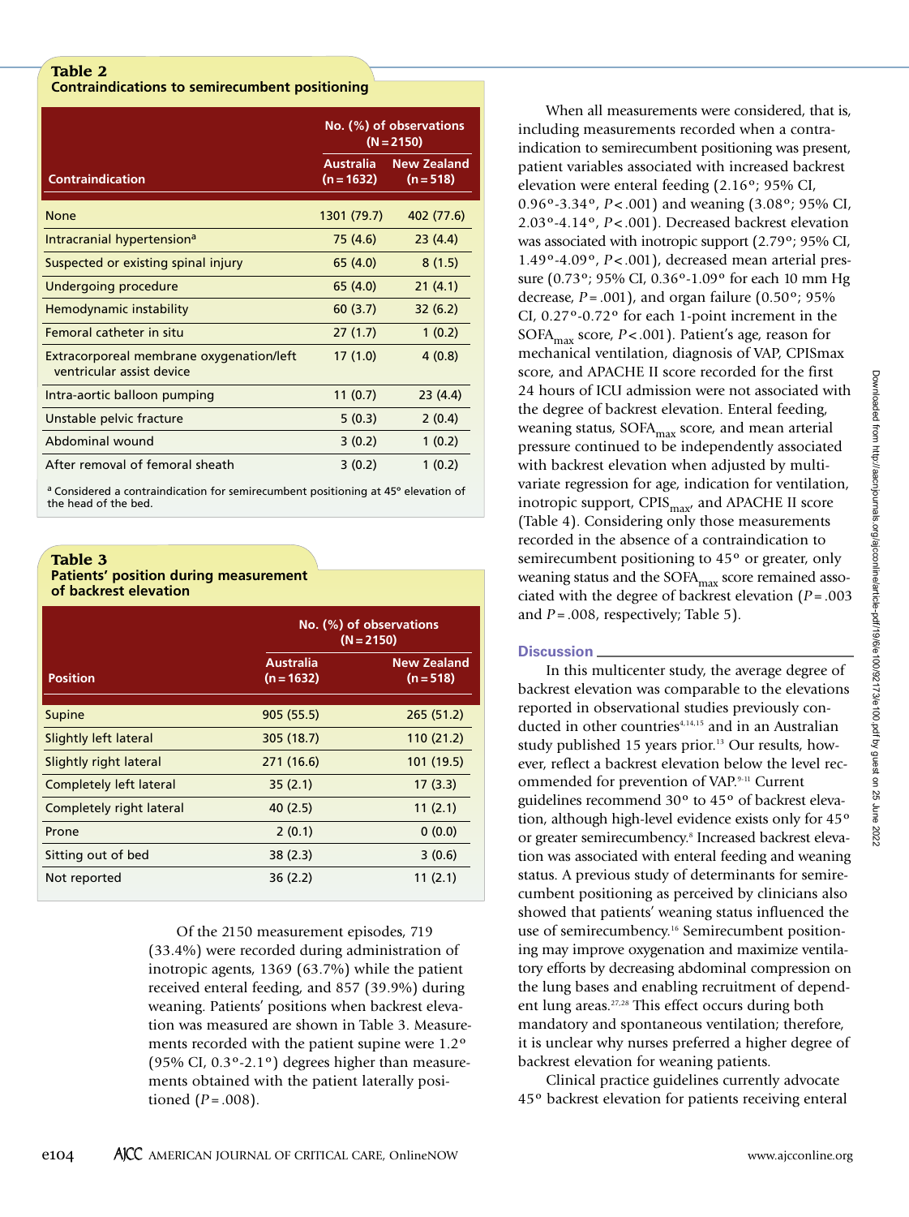**Table 2**
**Contraindications to semirecumbent positioning**

| Contraindication | No. (%) of observations (N = 2150) | |
|---|---|---|
| | Australia (n = 1632) | New Zealand (n = 518) |
| None | 1301 (79.7) | 402 (77.6) |
| Intracranial hypertension[a] | 75 (4.6) | 23 (4.4) |
| Suspected or existing spinal injury | 65 (4.0) | 8 (1.5) |
| Undergoing procedure | 65 (4.0) | 21 (4.1) |
| Hemodynamic instability | 60 (3.7) | 32 (6.2) |
| Femoral catheter in situ | 27 (1.7) | 1 (0.2) |
| Extracorporeal membrane oxygenation/left ventricular assist device | 17 (1.0) | 4 (0.8) |
| Intra-aortic balloon pumping | 11 (0.7) | 23 (4.4) |
| Unstable pelvic fracture | 5 (0.3) | 2 (0.4) |
| Abdominal wound | 3 (0.2) | 1 (0.2) |
| After removal of femoral sheath | 3 (0.2) | 1 (0.2) |

[a] Considered a contraindication for semirecumbent positioning at 45° elevation of the head of the bed.

**Table 3**
**Patients' position during measurement of backrest elevation**

| Position | No. (%) of observations (N = 2150) | |
|---|---|---|
| | Australia (n = 1632) | New Zealand (n = 518) |
| Supine | 905 (55.5) | 265 (51.2) |
| Slightly left lateral | 305 (18.7) | 110 (21.2) |
| Slightly right lateral | 271 (16.6) | 101 (19.5) |
| Completely left lateral | 35 (2.1) | 17 (3.3) |
| Completely right lateral | 40 (2.5) | 11 (2.1) |
| Prone | 2 (0.1) | 0 (0.0) |
| Sitting out of bed | 38 (2.3) | 3 (0.6) |
| Not reported | 36 (2.2) | 11 (2.1) |

Of the 2150 measurement episodes, 719 (33.4%) were recorded during administration of inotropic agents, 1369 (63.7%) while the patient received enteral feeding, and 857 (39.9%) during weaning. Patients' positions when backrest elevation was measured are shown in Table 3. Measurements recorded with the patient supine were 1.2° (95% CI, 0.3°-2.1°) degrees higher than measurements obtained with the patient laterally positioned ($P = .008$).

When all measurements were considered, that is, including measurements recorded when a contraindication to semirecumbent positioning was present, patient variables associated with increased backrest elevation were enteral feeding (2.16°; 95% CI, 0.96°-3.34°, $P < .001$) and weaning (3.08°; 95% CI, 2.03°-4.14°, $P < .001$). Decreased backrest elevation was associated with inotropic support (2.79°; 95% CI, 1.49°-4.09°, $P < .001$), decreased mean arterial pressure (0.73°; 95% CI, 0.36°-1.09° for each 10 mm Hg decrease, $P = .001$), and organ failure (0.50°; 95% CI, 0.27°-0.72° for each 1-point increment in the $SOFA_{max}$ score, $P < .001$). Patient's age, reason for mechanical ventilation, diagnosis of VAP, CPISmax score, and APACHE II score recorded for the first 24 hours of ICU admission were not associated with the degree of backrest elevation. Enteral feeding, weaning status, $SOFA_{max}$ score, and mean arterial pressure continued to be independently associated with backrest elevation when adjusted by multivariate regression for age, indication for ventilation, inotropic support, $CPIS_{max}$, and APACHE II score (Table 4). Considering only those measurements recorded in the absence of a contraindication to semirecumbent positioning to 45° or greater, only weaning status and the $SOFA_{max}$ score remained associated with the degree of backrest elevation ($P = .003$ and $P = .008$, respectively; Table 5).

## Discussion

In this multicenter study, the average degree of backrest elevation was comparable to the elevations reported in observational studies previously conducted in other countries[4,14,15] and in an Australian study published 15 years prior.[13] Our results, however, reflect a backrest elevation below the level recommended for prevention of VAP.[9-11] Current guidelines recommend 30° to 45° of backrest elevation, although high-level evidence exists only for 45° or greater semirecumbency.[8] Increased backrest elevation was associated with enteral feeding and weaning status. A previous study of determinants for semirecumbent positioning as perceived by clinicians also showed that patients' weaning status influenced the use of semirecumbency.[16] Semirecumbent positioning may improve oxygenation and maximize ventilatory efforts by decreasing abdominal compression on the lung bases and enabling recruitment of dependent lung areas.[27,28] This effect occurs during both mandatory and spontaneous ventilation; therefore, it is unclear why nurses preferred a higher degree of backrest elevation for weaning patients.

Clinical practice guidelines currently advocate 45° backrest elevation for patients receiving enteral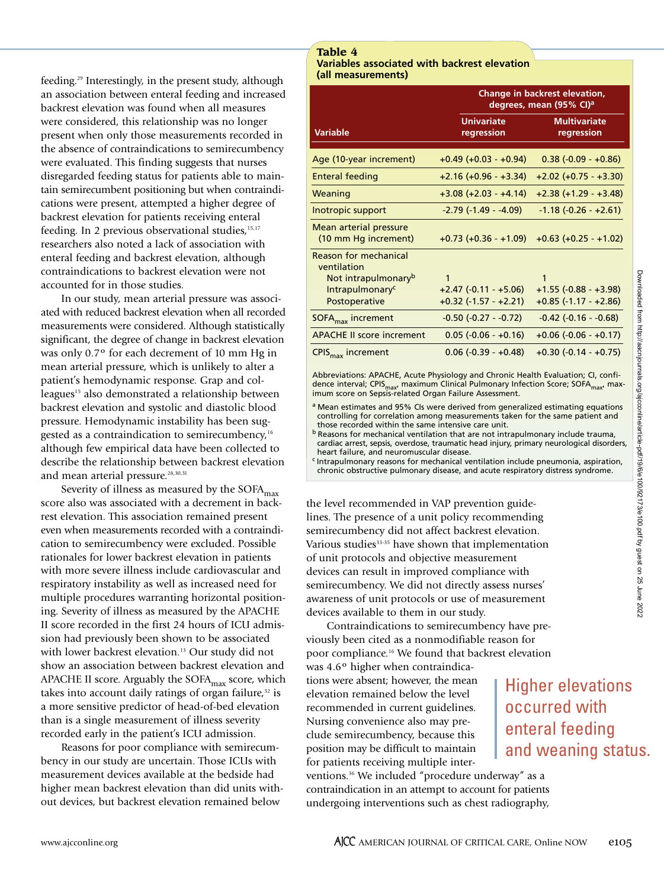feeding.[29] Interestingly, in the present study, although an association between enteral feeding and increased backrest elevation was found when all measures were considered, this relationship was no longer present when only those measurements recorded in the absence of contraindications to semirecumbency were evaluated. This finding suggests that nurses disregarded feeding status for patients able to maintain semirecumbent positioning but when contraindications were present, attempted a higher degree of backrest elevation for patients receiving enteral feeding. In 2 previous observational studies,[15,17] researchers also noted a lack of association with enteral feeding and backrest elevation, although contraindications to backrest elevation were not accounted for in those studies.

In our study, mean arterial pressure was associated with reduced backrest elevation when all recorded measurements were considered. Although statistically significant, the degree of change in backrest elevation was only 0.7° for each decrement of 10 mm Hg in mean arterial pressure, which is unlikely to alter a patient's hemodynamic response. Grap and colleagues[15] also demonstrated a relationship between backrest elevation and systolic and diastolic blood pressure. Hemodynamic instability has been suggested as a contraindication to semirecumbency,[16] although few empirical data have been collected to describe the relationship between backrest elevation and mean arterial pressure.[28,30,31]

Severity of illness as measured by the $SOFA_{max}$ score also was associated with a decrement in backrest elevation. This association remained present even when measurements recorded with a contraindication to semirecumbency were excluded. Possible rationales for lower backrest elevation in patients with more severe illness include cardiovascular and respiratory instability as well as increased need for multiple procedures warranting horizontal positioning. Severity of illness as measured by the APACHE II score recorded in the first 24 hours of ICU admission had previously been shown to be associated with lower backrest elevation.[13] Our study did not show an association between backrest elevation and APACHE II score. Arguably the $SOFA_{max}$ score, which takes into account daily ratings of organ failure,[32] is a more sensitive predictor of head-of-bed elevation than is a single measurement of illness severity recorded early in the patient's ICU admission.

Reasons for poor compliance with semirecumbency in our study are uncertain. Those ICUs with measurement devices available at the bedside had higher mean backrest elevation than did units without devices, but backrest elevation remained below the level recommended in VAP prevention guidelines. The presence of a unit policy recommending semirecumbency did not affect backrest elevation. Various studies[33-35] have shown that implementation of unit protocols and objective measurement devices can result in improved compliance with semirecumbency. We did not directly assess nurses' awareness of unit protocols or use of measurement devices available to them in our study.

**Table 4**
**Variables associated with backrest elevation (all measurements)**

| Variable | Change in backrest elevation, degrees, mean (95% CI)[a] | |
|---|---|---|
| | Univariate regression | Multivariate regression |
| Age (10-year increment) | +0.49 (+0.03 - +0.94) | 0.38 (-0.09 - +0.86) |
| Enteral feeding | +2.16 (+0.96 - +3.34) | +2.02 (+0.75 - +3.30) |
| Weaning | +3.08 (+2.03 - +4.14) | +2.38 (+1.29 - +3.48) |
| Inotropic support | -2.79 (-1.49 - -4.09) | -1.18 (-0.26 - +2.61) |
| Mean arterial pressure (10 mm Hg increment) | +0.73 (+0.36 - +1.09) | +0.63 (+0.25 - +1.02) |
| Reason for mechanical ventilation | | |
| Not intrapulmonary[b] | 1 | 1 |
| Intrapulmonary[c] | +2.47 (-0.11 - +5.06) | +1.55 (-0.88 - +3.98) |
| Postoperative | +0.32 (-1.57 - +2.21) | +0.85 (-1.17 - +2.86) |
| $SOFA_{max}$ increment | -0.50 (-0.27 - -0.72) | -0.42 (-0.16 - -0.68) |
| APACHE II score increment | 0.05 (-0.06 - +0.16) | +0.06 (-0.06 - +0.17) |
| $CPIS_{max}$ increment | 0.06 (-0.39 - +0.48) | +0.30 (-0.14 - +0.75) |

Abbreviations: APACHE, Acute Physiology and Chronic Health Evaluation; CI, confidence interval; $CPIS_{max}$, maximum Clinical Pulmonary Infection Score; $SOFA_{max}$, maximum score on Sepsis-related Organ Failure Assessment.

[a] Mean estimates and 95% CIs were derived from generalized estimating equations controlling for correlation among measurements taken for the same patient and those recorded within the same intensive care unit.

[b] Reasons for mechanical ventilation that are not intrapulmonary include trauma, cardiac arrest, sepsis, overdose, traumatic head injury, primary neurological disorders, heart failure, and neuromuscular disease.

[c] Intrapulmonary reasons for mechanical ventilation include pneumonia, aspiration, chronic obstructive pulmonary disease, and acute respiratory distress syndrome.

Contraindications to semirecumbency have previously been cited as a nonmodifiable reason for poor compliance.[16] We found that backrest elevation was 4.6° higher when contraindications were absent; however, the mean elevation remained below the level recommended in current guidelines. Nursing convenience also may preclude semirecumbency, because this position may be difficult to maintain for patients receiving multiple interventions.[36] We included "procedure underway" as a contraindication in an attempt to account for patients undergoing interventions such as chest radiography,

Higher elevations occurred with enteral feeding and weaning status.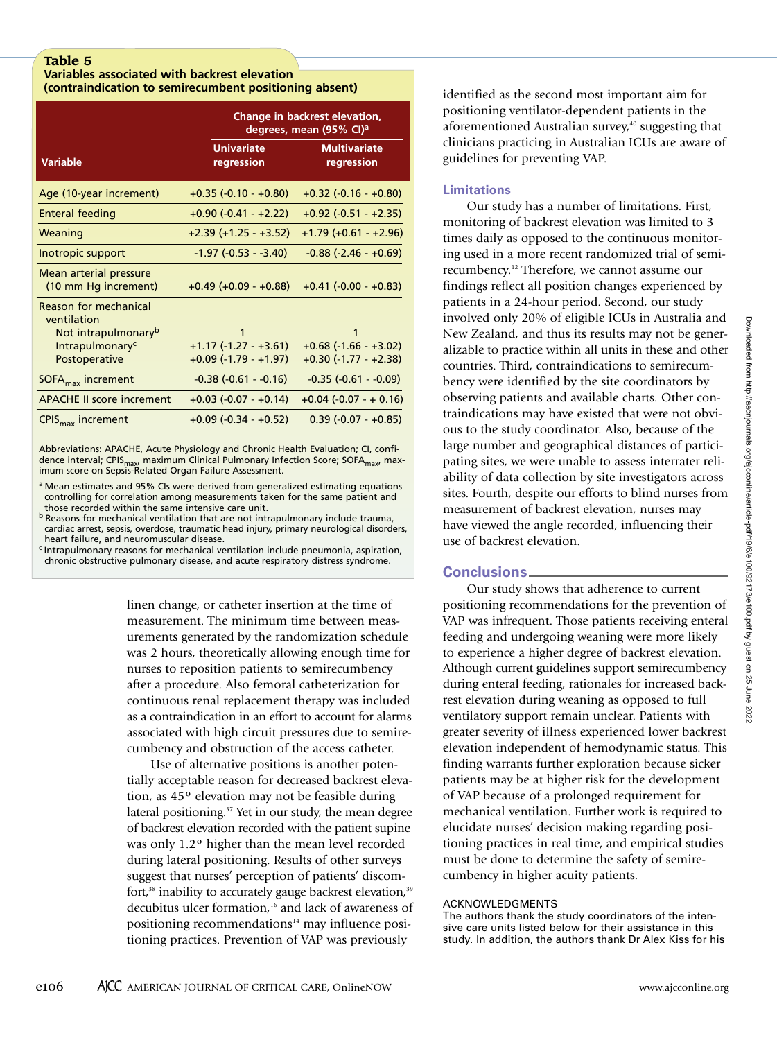**Table 5**
**Variables associated with backrest elevation (contraindication to semirecumbent positioning absent)**

| Variable | Change in backrest elevation, degrees, mean (95% CI)[a] | |
|---|---|---|
| | Univariate regression | Multivariate regression |
| Age (10-year increment) | +0.35 (-0.10 - +0.80) | +0.32 (-0.16 - +0.80) |
| Enteral feeding | +0.90 (-0.41 - +2.22) | +0.92 (-0.51 - +2.35) |
| Weaning | +2.39 (+1.25 - +3.52) | +1.79 (+0.61 - +2.96) |
| Inotropic support | -1.97 (-0.53 - -3.40) | -0.88 (-2.46 - +0.69) |
| Mean arterial pressure (10 mm Hg increment) | +0.49 (+0.09 - +0.88) | +0.41 (-0.00 - +0.83) |
| Reason for mechanical ventilation | | |
| Not intrapulmonary[b] | 1 | 1 |
| Intrapulmonary[c] | +1.17 (-1.27 - +3.61) | +0.68 (-1.66 - +3.02) |
| Postoperative | +0.09 (-1.79 - +1.97) | +0.30 (-1.77 - +2.38) |
| $SOFA_{max}$ increment | -0.38 (-0.61 - -0.16) | -0.35 (-0.61 - -0.09) |
| APACHE II score increment | +0.03 (-0.07 - +0.14) | +0.04 (-0.07 - + 0.16) |
| $CPIS_{max}$ increment | +0.09 (-0.34 - +0.52) | 0.39 (-0.07 - +0.85) |

Abbreviations: APACHE, Acute Physiology and Chronic Health Evaluation; CI, confidence interval; $CPIS_{max}$, maximum Clinical Pulmonary Infection Score; $SOFA_{max}$, maximum score on Sepsis-Related Organ Failure Assessment.

[a] Mean estimates and 95% CIs were derived from generalized estimating equations controlling for correlation among measurements taken for the same patient and those recorded within the same intensive care unit.

[b] Reasons for mechanical ventilation that are not intrapulmonary include trauma, cardiac arrest, sepsis, overdose, traumatic head injury, primary neurological disorders, heart failure, and neuromuscular disease.

[c] Intrapulmonary reasons for mechanical ventilation include pneumonia, aspiration, chronic obstructive pulmonary disease, and acute respiratory distress syndrome.

linen change, or catheter insertion at the time of measurement. The minimum time between measurements generated by the randomization schedule was 2 hours, theoretically allowing enough time for nurses to reposition patients to semirecumbency after a procedure. Also femoral catheterization for continuous renal replacement therapy was included as a contraindication in an effort to account for alarms associated with high circuit pressures due to semirecumbency and obstruction of the access catheter.

Use of alternative positions is another potentially acceptable reason for decreased backrest elevation, as 45° elevation may not be feasible during lateral positioning.[37] Yet in our study, the mean degree of backrest elevation recorded with the patient supine was only 1.2° higher than the mean level recorded during lateral positioning. Results of other surveys suggest that nurses' perception of patients' discomfort,[38] inability to accurately gauge backrest elevation,[39] decubitus ulcer formation,[16] and lack of awareness of positioning recommendations[14] may influence positioning practices. Prevention of VAP was previously identified as the second most important aim for positioning ventilator-dependent patients in the aforementioned Australian survey,[40] suggesting that clinicians practicing in Australian ICUs are aware of guidelines for preventing VAP.

## Limitations

Our study has a number of limitations. First, monitoring of backrest elevation was limited to 3 times daily as opposed to the continuous monitoring used in a more recent randomized trial of semirecumbency.[12] Therefore, we cannot assume our findings reflect all position changes experienced by patients in a 24-hour period. Second, our study involved only 20% of eligible ICUs in Australia and New Zealand, and thus its results may not be generalizable to practice within all units in these and other countries. Third, contraindications to semirecumbency were identified by the site coordinators by observing patients and available charts. Other contraindications may have existed that were not obvious to the study coordinator. Also, because of the large number and geographical distances of participating sites, we were unable to assess interrater reliability of data collection by site investigators across sites. Fourth, despite our efforts to blind nurses from measurement of backrest elevation, nurses may have viewed the angle recorded, influencing their use of backrest elevation.

## Conclusions

Our study shows that adherence to current positioning recommendations for the prevention of VAP was infrequent. Those patients receiving enteral feeding and undergoing weaning were more likely to experience a higher degree of backrest elevation. Although current guidelines support semirecumbency during enteral feeding, rationales for increased backrest elevation during weaning as opposed to full ventilatory support remain unclear. Patients with greater severity of illness experienced lower backrest elevation independent of hemodynamic status. This finding warrants further exploration because sicker patients may be at higher risk for the development of VAP because of a prolonged requirement for mechanical ventilation. Further work is required to elucidate nurses' decision making regarding positioning practices in real time, and empirical studies must be done to determine the safety of semirecumbency in higher acuity patients.

ACKNOWLEDGMENTS

The authors thank the study coordinators of the intensive care units listed below for their assistance in this study. In addition, the authors thank Dr Alex Kiss for his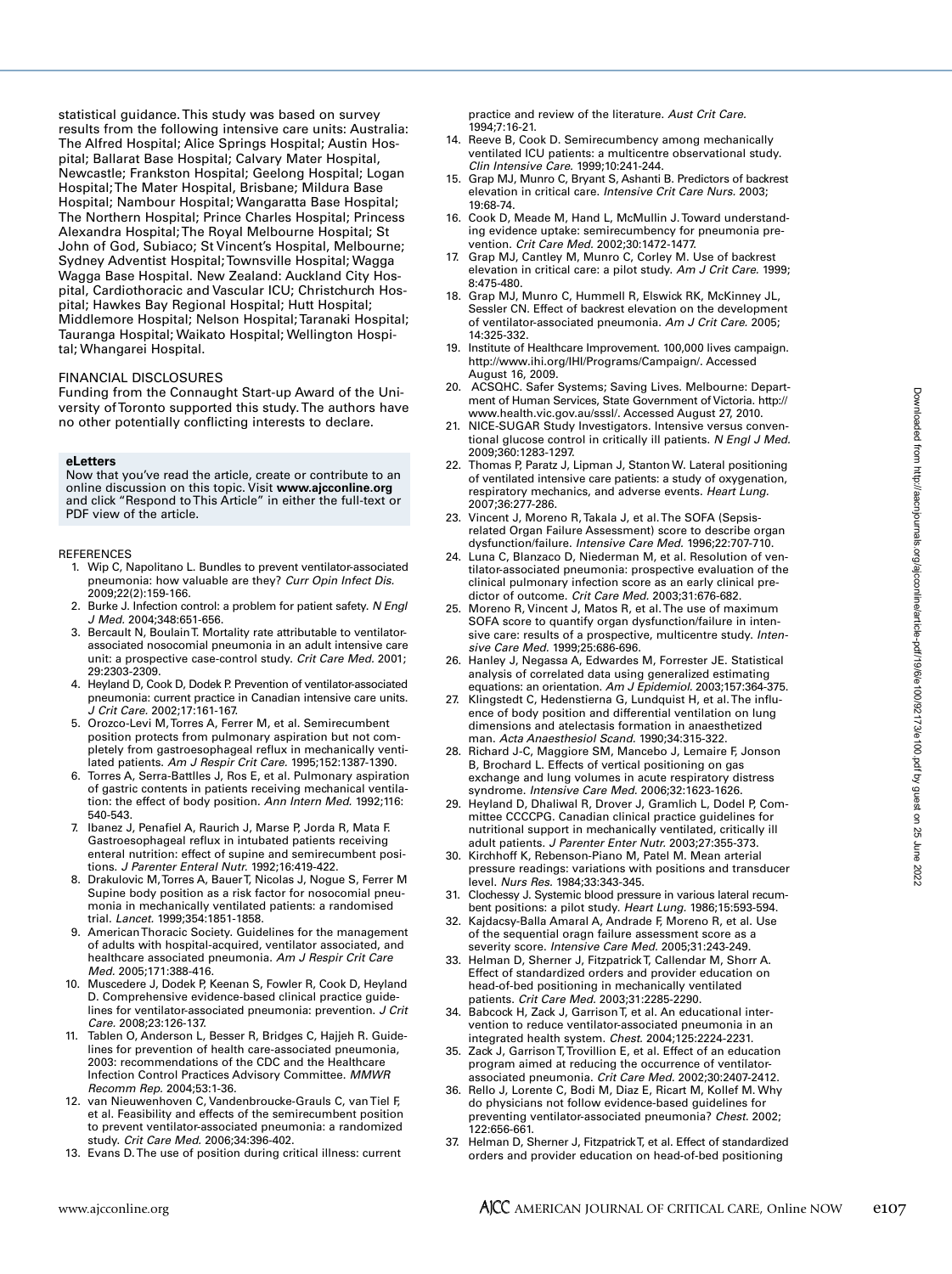statistical guidance. This study was based on survey results from the following intensive care units: Australia: The Alfred Hospital; Alice Springs Hospital; Austin Hospital; Ballarat Base Hospital; Calvary Mater Hospital, Newcastle; Frankston Hospital; Geelong Hospital; Logan Hospital; The Mater Hospital, Brisbane; Mildura Base Hospital; Nambour Hospital; Wangaratta Base Hospital; The Northern Hospital; Prince Charles Hospital; Princess Alexandra Hospital; The Royal Melbourne Hospital; St John of God, Subiaco; St Vincent's Hospital, Melbourne; Sydney Adventist Hospital; Townsville Hospital; Wagga Wagga Base Hospital. New Zealand: Auckland City Hospital, Cardiothoracic and Vascular ICU; Christchurch Hospital; Hawkes Bay Regional Hospital; Hutt Hospital; Middlemore Hospital; Nelson Hospital; Taranaki Hospital; Tauranga Hospital; Waikato Hospital; Wellington Hospital; Whangarei Hospital.

## FINANCIAL DISCLOSURES

Funding from the Connaught Start-up Award of the University of Toronto supported this study. The authors have no other potentially conflicting interests to declare.

**eLetters**

Now that you've read the article, create or contribute to an online discussion on this topic. Visit **www.ajcconline.org** and click "Respond to This Article" in either the full-text or PDF view of the article.

## REFERENCES

1. Wip C, Napolitano L. Bundles to prevent ventilator-associated pneumonia: how valuable are they? *Curr Opin Infect Dis.* 2009;22(2):159-166.
2. Burke J. Infection control: a problem for patient safety. *N Engl J Med.* 2004;348:651-656.
3. Bercault N, Boulain T. Mortality rate attributable to ventilator-associated nosocomial pneumonia in an adult intensive care unit: a prospective case-control study. *Crit Care Med.* 2001; 29:2303-2309.
4. Heyland D, Cook D, Dodek P. Prevention of ventilator-associated pneumonia: current practice in Canadian intensive care units. *J Crit Care.* 2002;17:161-167.
5. Orozco-Levi M, Torres A, Ferrer M, et al. Semirecumbent position protects from pulmonary aspiration but not completely from gastroesophageal reflux in mechanically ventilated patients. *Am J Respir Crit Care.* 1995;152:1387-1390.
6. Torres A, Serra-Battlles J, Ros E, et al. Pulmonary aspiration of gastric contents in patients receiving mechanical ventilation: the effect of body position. *Ann Intern Med.* 1992;116: 540-543.
7. Ibanez J, Penafiel A, Raurich J, Marse P, Jorda R, Mata F. Gastroesophageal reflux in intubated patients receiving enteral nutrition: effect of supine and semirecumbent positions. *J Parenter Enteral Nutr.* 1992;16:419-422.
8. Drakulovic M, Torres A, Bauer T, Nicolas J, Nogue S, Ferrer M. Supine body position as a risk factor for nosocomial pneumonia in mechanically ventilated patients: a randomised trial. *Lancet.* 1999;354:1851-1858.
9. American Thoracic Society. Guidelines for the management of adults with hospital-acquired, ventilator associated, and healthcare associated pneumonia. *Am J Respir Crit Care Med.* 2005;171:388-416.
10. Muscedere J, Dodek P, Keenan S, Fowler R, Cook D, Heyland D. Comprehensive evidence-based clinical practice guidelines for ventilator-associated pneumonia: prevention. *J Crit Care.* 2008;23:126-137.
11. Tablen O, Anderson L, Besser R, Bridges C, Hajjeh R. Guidelines for prevention of health care-associated pneumonia, 2003: recommendations of the CDC and the Healthcare Infection Control Practices Advisory Committee. *MMWR Recomm Rep.* 2004;53:1-36.
12. van Nieuwenhoven C, Vandenbroucke-Grauls C, van Tiel F, et al. Feasibility and effects of the semirecumbent position to prevent ventilator-associated pneumonia: a randomized study. *Crit Care Med.* 2006;34:396-402.
13. Evans D. The use of position during critical illness: current practice and review of the literature. *Aust Crit Care.* 1994;7:16-21.
14. Reeve B, Cook D. Semirecumbency among mechanically ventilated ICU patients: a multicentre observational study. *Clin Intensive Care.* 1999;10:241-244.
15. Grap MJ, Munro C, Bryant S, Ashanti B. Predictors of backrest elevation in critical care. *Intensive Crit Care Nurs.* 2003; 19:68-74.
16. Cook D, Meade M, Hand L, McMullin J. Toward understanding evidence uptake: semirecumbency for pneumonia prevention. *Crit Care Med.* 2002;30:1472-1477.
17. Grap MJ, Cantley M, Munro C, Corley M. Use of backrest elevation in critical care: a pilot study. *Am J Crit Care.* 1999; 8:475-480.
18. Grap MJ, Munro C, Hummell R, Elswick RK, McKinney JL, Sessler CN. Effect of backrest elevation on the development of ventilator-associated pneumonia. *Am J Crit Care.* 2005; 14:325-332.
19. Institute of Healthcare Improvement. 100,000 lives campaign. http://www.ihi.org/IHI/Programs/Campaign/. Accessed August 16, 2009.
20. ACSQHC. Safer Systems; Saving Lives. Melbourne: Department of Human Services, State Government of Victoria. http://www.health.vic.gov.au/sssl/. Accessed August 27, 2010.
21. NICE-SUGAR Study Investigators. Intensive versus conventional glucose control in critically ill patients. *N Engl J Med.* 2009;360:1283-1297.
22. Thomas P, Paratz J, Lipman J, Stanton W. Lateral positioning of ventilated intensive care patients: a study of oxygenation, respiratory mechanics, and adverse events. *Heart Lung.* 2007;36:277-286.
23. Vincent J, Moreno R, Takala J, et al. The SOFA (Sepsis-related Organ Failure Assessment) score to describe organ dysfunction/failure. *Intensive Care Med.* 1996;22:707-710.
24. Luna C, Blanzaco D, Niederman M, et al. Resolution of ventilator-associated pneumonia: prospective evaluation of the clinical pulmonary infection score as an early clinical predictor of outcome. *Crit Care Med.* 2003;31:676-682.
25. Moreno R, Vincent J, Matos R, et al. The use of maximum SOFA score to quantify organ dysfunction/failure in intensive care: results of a prospective, multicentre study. *Intensive Care Med.* 1999;25:686-696.
26. Hanley J, Negassa A, Edwardes M, Forrester JE. Statistical analysis of correlated data using generalized estimating equations: an orientation. *Am J Epidemiol.* 2003;157:364-375.
27. Klingstedt C, Hedenstierna G, Lundquist H, et al. The influence of body position and differential ventilation on lung dimensions and atelectasis formation in anaesthetized man. *Acta Anaesthesiol Scand.* 1990;34:315-322.
28. Richard J-C, Maggiore SM, Mancebo J, Lemaire F, Jonson B, Brochard L. Effects of vertical positioning on gas exchange and lung volumes in acute respiratory distress syndrome. *Intensive Care Med.* 2006;32:1623-1626.
29. Heyland D, Dhaliwal R, Drover J, Gramlich L, Dodel P, Committee CCCPG. Canadian clinical practice guidelines for nutritional support in mechanically ventilated, critically ill adult patients. *J Parenter Enter Nutr.* 2003;27:355-373.
30. Kirchhoff K, Rebenson-Piano M, Patel M. Mean arterial pressure readings: variations with positions and transducer level. *Nurs Res.* 1984;33:343-345.
31. Clochessy J. Systemic blood pressure in various lateral recumbent positions: a pilot study. *Heart Lung.* 1986;15:593-594.
32. Kajdacsy-Balla Amaral A, Andrade F, Moreno R, et al. Use of the sequential oragn failure assessment score as a severity score. *Intensive Care Med.* 2005;31:243-249.
33. Helman D, Sherner J, Fitzpatrick T, Callendar M, Shorr A. Effect of standardized orders and provider education on head-of-bed positioning in mechanically ventilated patients. *Crit Care Med.* 2003;31:2285-2290.
34. Babcock H, Zack J, Garrison T, et al. An educational intervention to reduce ventilator-associated pneumonia in an integrated health system. *Chest.* 2004;125:2224-2231.
35. Zack J, Garrison T, Trovillion E, et al. Effect of an education program aimed at reducing the occurrence of ventilator-associated pneumonia. *Crit Care Med.* 2002;30:2407-2412.
36. Rello J, Lorente C, Bodi M, Diaz E, Ricart M, Kollef M. Why do physicians not follow evidence-based guidelines for preventing ventilator-associated pneumonia? *Chest.* 2002; 122:656-661.
37. Helman D, Sherner J, Fitzpatrick T, et al. Effect of standardized orders and provider education on head-of-bed positioning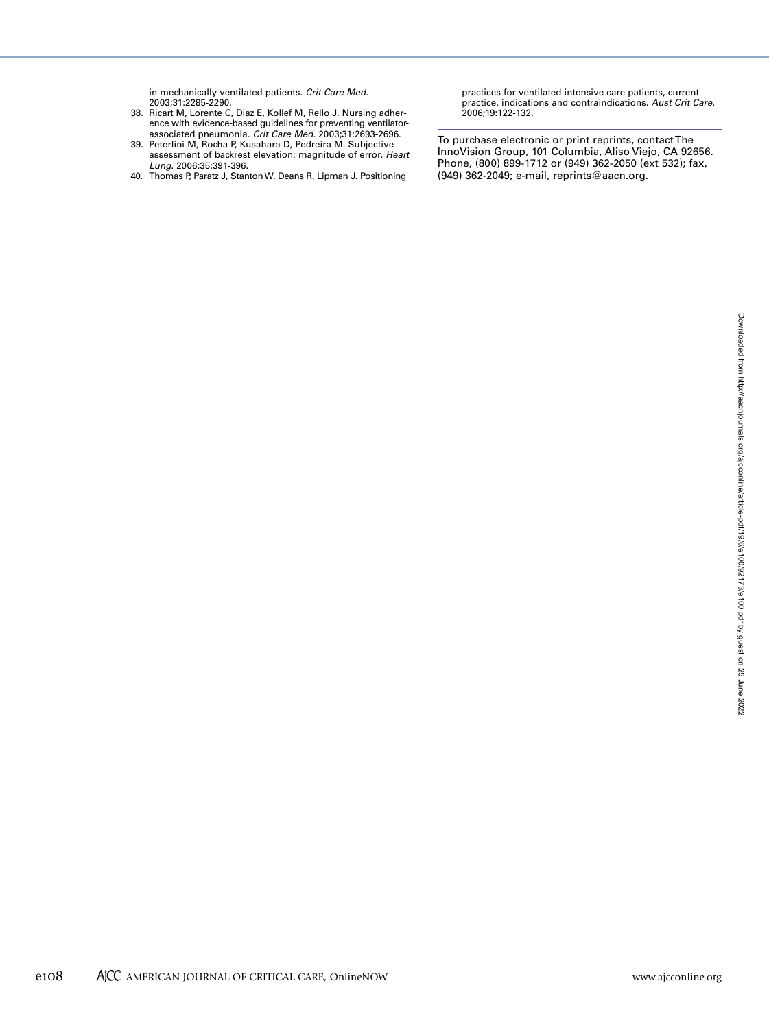in mechanically ventilated patients. *Crit Care Med.* 2003;31:2285-2290.

38. Ricart M, Lorente C, Diaz E, Kollef M, Rello J. Nursing adherence with evidence-based guidelines for preventing ventilator-associated pneumonia. *Crit Care Med.* 2003;31:2693-2696.
39. Peterlini M, Rocha P, Kusahara D, Pedreira M. Subjective assessment of backrest elevation: magnitude of error. *Heart Lung.* 2006;35:391-396.
40. Thomas P, Paratz J, Stanton W, Deans R, Lipman J. Positioning practices for ventilated intensive care patients, current practice, indications and contraindications. *Aust Crit Care.* 2006;19:122-132.

To purchase electronic or print reprints, contact The InnoVision Group, 101 Columbia, Aliso Viejo, CA 92656. Phone, (800) 899-1712 or (949) 362-2050 (ext 532); fax, (949) 362-2049; e-mail, reprints@aacn.org.